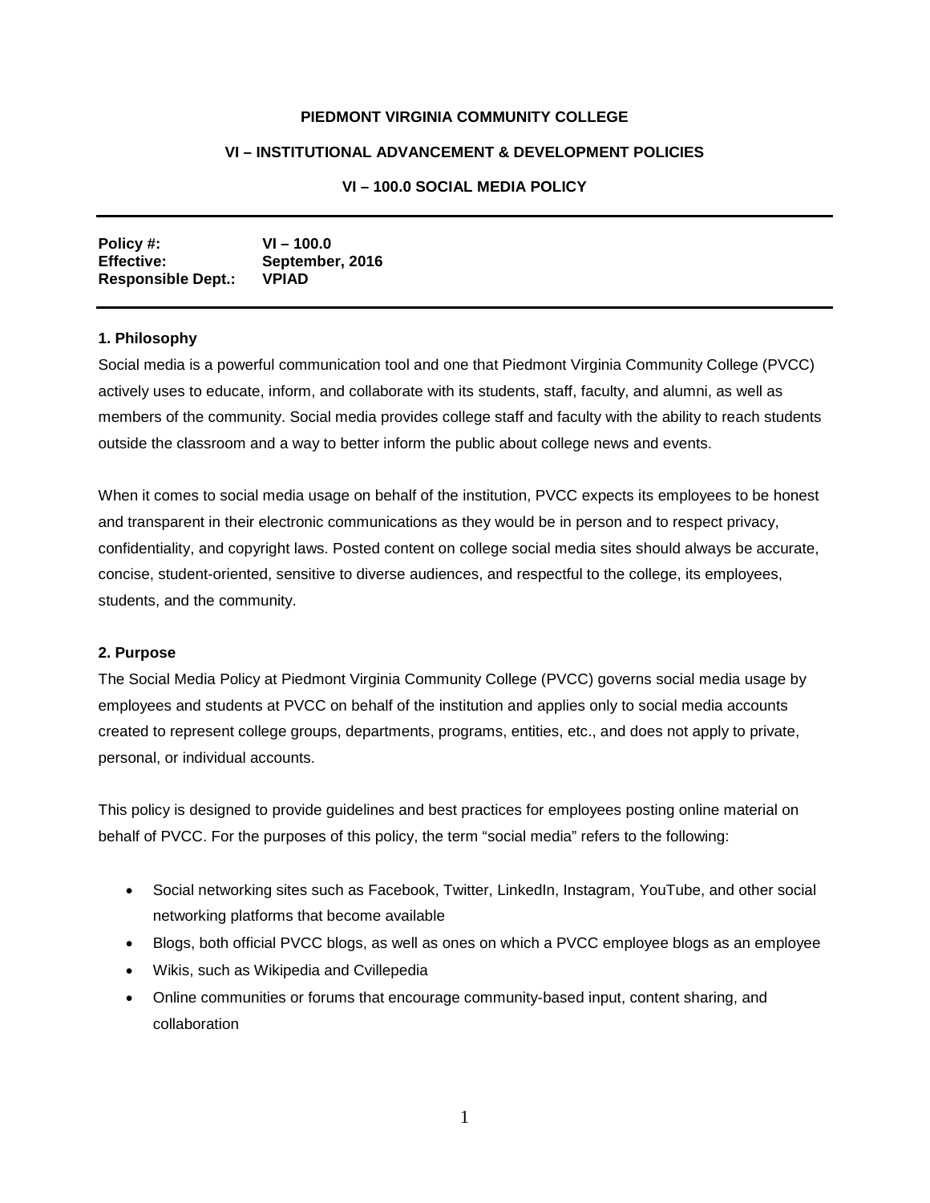**PIEDMONT VIRGINIA COMMUNITY COLLEGE**

**VI – INSTITUTIONAL ADVANCEMENT & DEVELOPMENT POLICIES**

# VI – 100.0 SOCIAL MEDIA POLICY

---

| | |
|---|---|
| **Policy #:** | **VI – 100.0** |
| **Effective:** | **September, 2016** |
| **Responsible Dept.:** | **VPIAD** |

---

## 1. Philosophy

Social media is a powerful communication tool and one that Piedmont Virginia Community College (PVCC) actively uses to educate, inform, and collaborate with its students, staff, faculty, and alumni, as well as members of the community. Social media provides college staff and faculty with the ability to reach students outside the classroom and a way to better inform the public about college news and events.

When it comes to social media usage on behalf of the institution, PVCC expects its employees to be honest and transparent in their electronic communications as they would be in person and to respect privacy, confidentiality, and copyright laws. Posted content on college social media sites should always be accurate, concise, student-oriented, sensitive to diverse audiences, and respectful to the college, its employees, students, and the community.

## 2. Purpose

The Social Media Policy at Piedmont Virginia Community College (PVCC) governs social media usage by employees and students at PVCC on behalf of the institution and applies only to social media accounts created to represent college groups, departments, programs, entities, etc., and does not apply to private, personal, or individual accounts.

This policy is designed to provide guidelines and best practices for employees posting online material on behalf of PVCC. For the purposes of this policy, the term "social media" refers to the following:

- Social networking sites such as Facebook, Twitter, LinkedIn, Instagram, YouTube, and other social networking platforms that become available
- Blogs, both official PVCC blogs, as well as ones on which a PVCC employee blogs as an employee
- Wikis, such as Wikipedia and Cvillepedia
- Online communities or forums that encourage community-based input, content sharing, and collaboration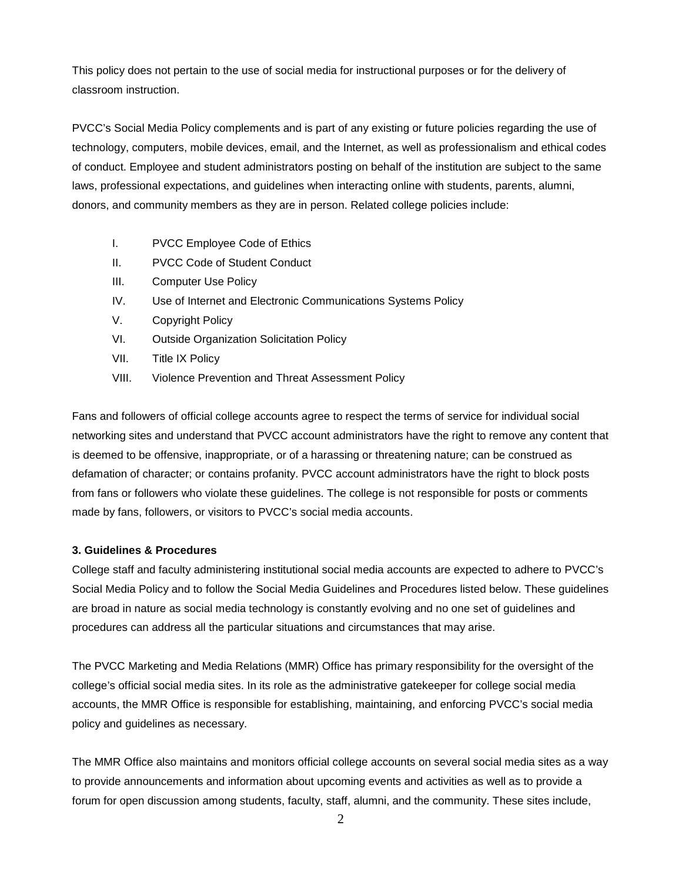This policy does not pertain to the use of social media for instructional purposes or for the delivery of classroom instruction.

PVCC's Social Media Policy complements and is part of any existing or future policies regarding the use of technology, computers, mobile devices, email, and the Internet, as well as professionalism and ethical codes of conduct. Employee and student administrators posting on behalf of the institution are subject to the same laws, professional expectations, and guidelines when interacting online with students, parents, alumni, donors, and community members as they are in person. Related college policies include:

I. PVCC Employee Code of Ethics
II. PVCC Code of Student Conduct
III. Computer Use Policy
IV. Use of Internet and Electronic Communications Systems Policy
V. Copyright Policy
VI. Outside Organization Solicitation Policy
VII. Title IX Policy
VIII. Violence Prevention and Threat Assessment Policy

Fans and followers of official college accounts agree to respect the terms of service for individual social networking sites and understand that PVCC account administrators have the right to remove any content that is deemed to be offensive, inappropriate, or of a harassing or threatening nature; can be construed as defamation of character; or contains profanity. PVCC account administrators have the right to block posts from fans or followers who violate these guidelines. The college is not responsible for posts or comments made by fans, followers, or visitors to PVCC's social media accounts.

**3. Guidelines & Procedures**

College staff and faculty administering institutional social media accounts are expected to adhere to PVCC's Social Media Policy and to follow the Social Media Guidelines and Procedures listed below. These guidelines are broad in nature as social media technology is constantly evolving and no one set of guidelines and procedures can address all the particular situations and circumstances that may arise.

The PVCC Marketing and Media Relations (MMR) Office has primary responsibility for the oversight of the college's official social media sites. In its role as the administrative gatekeeper for college social media accounts, the MMR Office is responsible for establishing, maintaining, and enforcing PVCC's social media policy and guidelines as necessary.

The MMR Office also maintains and monitors official college accounts on several social media sites as a way to provide announcements and information about upcoming events and activities as well as to provide a forum for open discussion among students, faculty, staff, alumni, and the community. These sites include,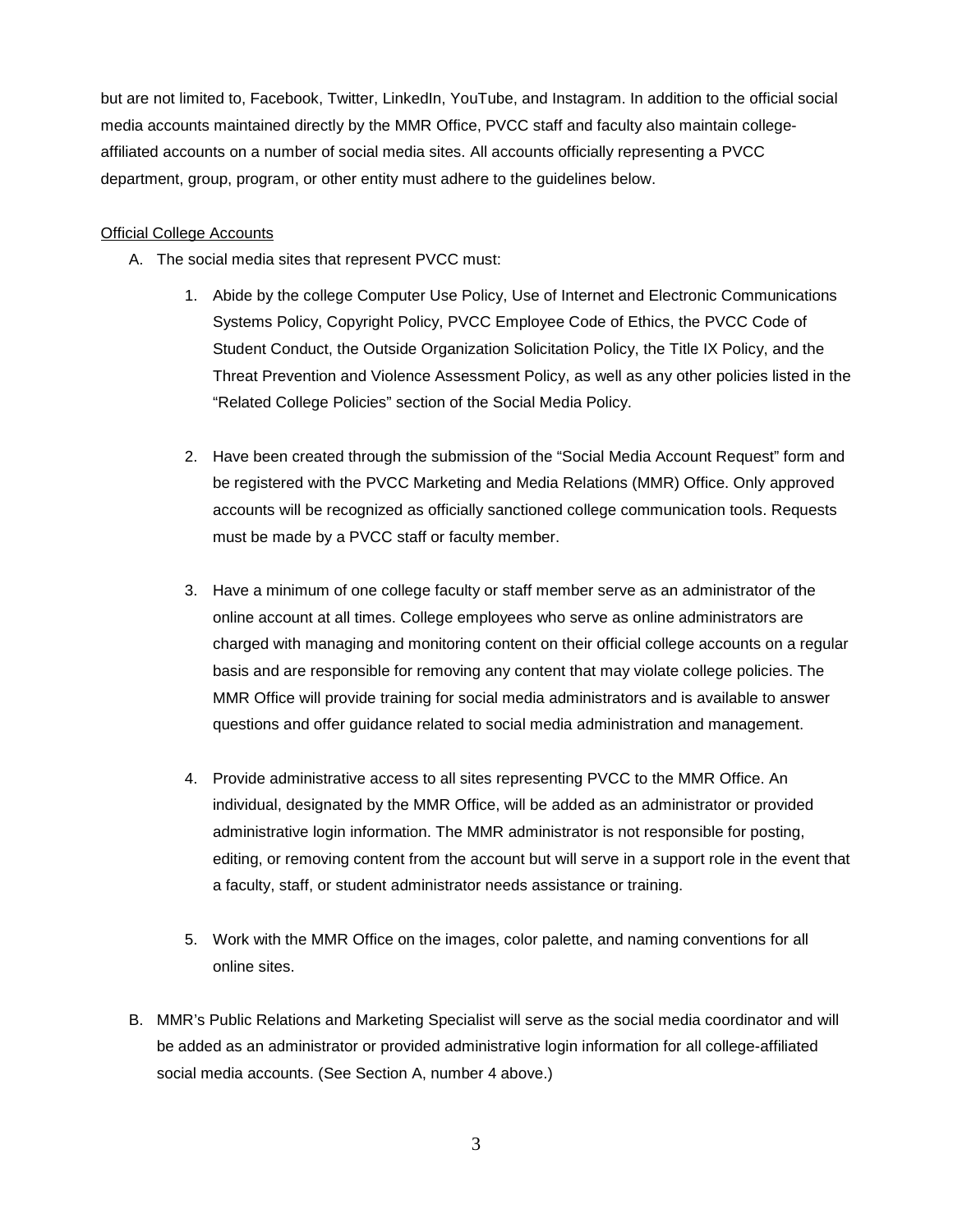but are not limited to, Facebook, Twitter, LinkedIn, YouTube, and Instagram. In addition to the official social media accounts maintained directly by the MMR Office, PVCC staff and faculty also maintain college-affiliated accounts on a number of social media sites. All accounts officially representing a PVCC department, group, program, or other entity must adhere to the guidelines below.

<u>Official College Accounts</u>

A. The social media sites that represent PVCC must:

   1. Abide by the college Computer Use Policy, Use of Internet and Electronic Communications Systems Policy, Copyright Policy, PVCC Employee Code of Ethics, the PVCC Code of Student Conduct, the Outside Organization Solicitation Policy, the Title IX Policy, and the Threat Prevention and Violence Assessment Policy, as well as any other policies listed in the "Related College Policies" section of the Social Media Policy.

   2. Have been created through the submission of the "Social Media Account Request" form and be registered with the PVCC Marketing and Media Relations (MMR) Office. Only approved accounts will be recognized as officially sanctioned college communication tools. Requests must be made by a PVCC staff or faculty member.

   3. Have a minimum of one college faculty or staff member serve as an administrator of the online account at all times. College employees who serve as online administrators are charged with managing and monitoring content on their official college accounts on a regular basis and are responsible for removing any content that may violate college policies. The MMR Office will provide training for social media administrators and is available to answer questions and offer guidance related to social media administration and management.

   4. Provide administrative access to all sites representing PVCC to the MMR Office. An individual, designated by the MMR Office, will be added as an administrator or provided administrative login information. The MMR administrator is not responsible for posting, editing, or removing content from the account but will serve in a support role in the event that a faculty, staff, or student administrator needs assistance or training.

   5. Work with the MMR Office on the images, color palette, and naming conventions for all online sites.

B. MMR's Public Relations and Marketing Specialist will serve as the social media coordinator and will be added as an administrator or provided administrative login information for all college-affiliated social media accounts. (See Section A, number 4 above.)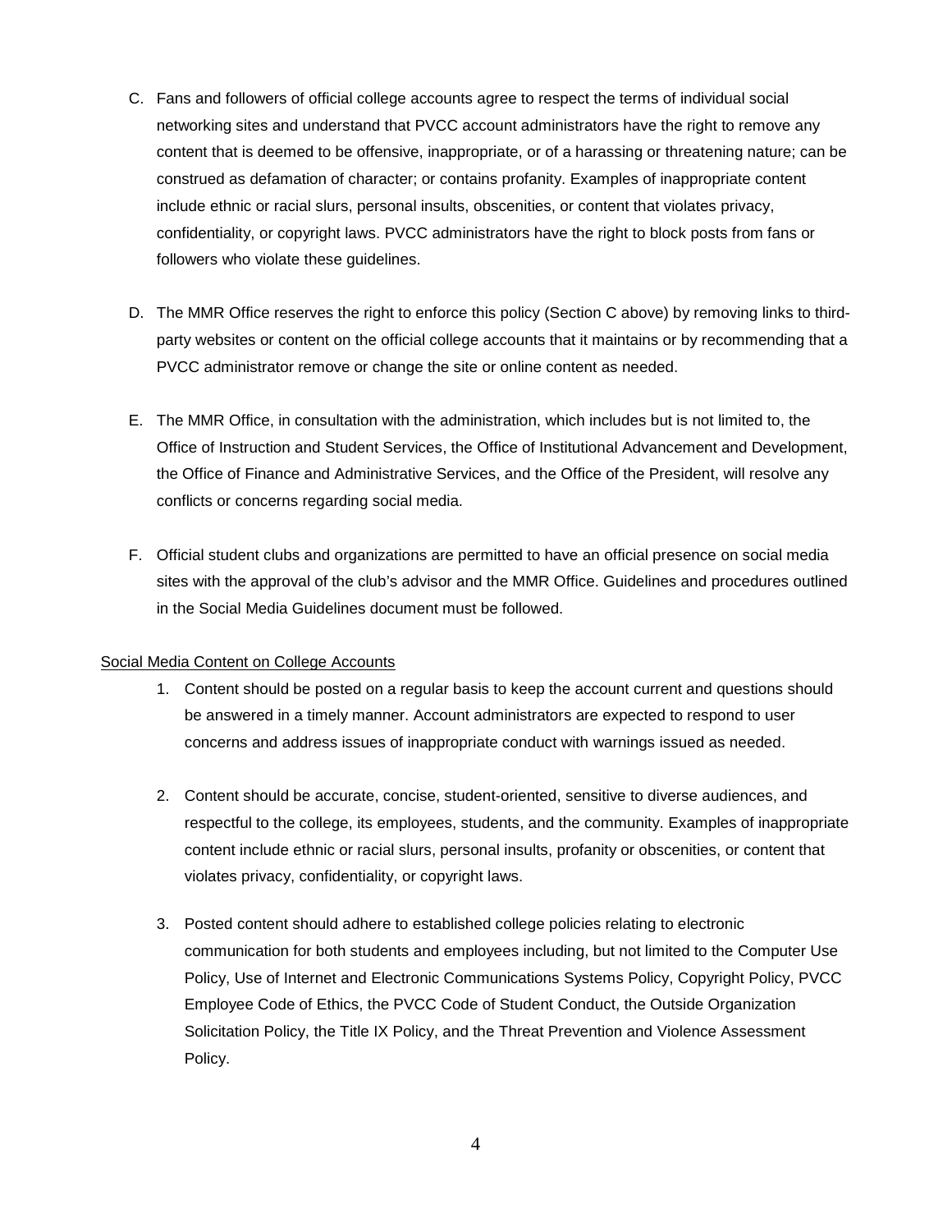C. Fans and followers of official college accounts agree to respect the terms of individual social networking sites and understand that PVCC account administrators have the right to remove any content that is deemed to be offensive, inappropriate, or of a harassing or threatening nature; can be construed as defamation of character; or contains profanity. Examples of inappropriate content include ethnic or racial slurs, personal insults, obscenities, or content that violates privacy, confidentiality, or copyright laws. PVCC administrators have the right to block posts from fans or followers who violate these guidelines.

D. The MMR Office reserves the right to enforce this policy (Section C above) by removing links to third-party websites or content on the official college accounts that it maintains or by recommending that a PVCC administrator remove or change the site or online content as needed.

E. The MMR Office, in consultation with the administration, which includes but is not limited to, the Office of Instruction and Student Services, the Office of Institutional Advancement and Development, the Office of Finance and Administrative Services, and the Office of the President, will resolve any conflicts or concerns regarding social media.

F. Official student clubs and organizations are permitted to have an official presence on social media sites with the approval of the club's advisor and the MMR Office. Guidelines and procedures outlined in the Social Media Guidelines document must be followed.

<u>Social Media Content on College Accounts</u>

1. Content should be posted on a regular basis to keep the account current and questions should be answered in a timely manner. Account administrators are expected to respond to user concerns and address issues of inappropriate conduct with warnings issued as needed.

2. Content should be accurate, concise, student-oriented, sensitive to diverse audiences, and respectful to the college, its employees, students, and the community. Examples of inappropriate content include ethnic or racial slurs, personal insults, profanity or obscenities, or content that violates privacy, confidentiality, or copyright laws.

3. Posted content should adhere to established college policies relating to electronic communication for both students and employees including, but not limited to the Computer Use Policy, Use of Internet and Electronic Communications Systems Policy, Copyright Policy, PVCC Employee Code of Ethics, the PVCC Code of Student Conduct, the Outside Organization Solicitation Policy, the Title IX Policy, and the Threat Prevention and Violence Assessment Policy.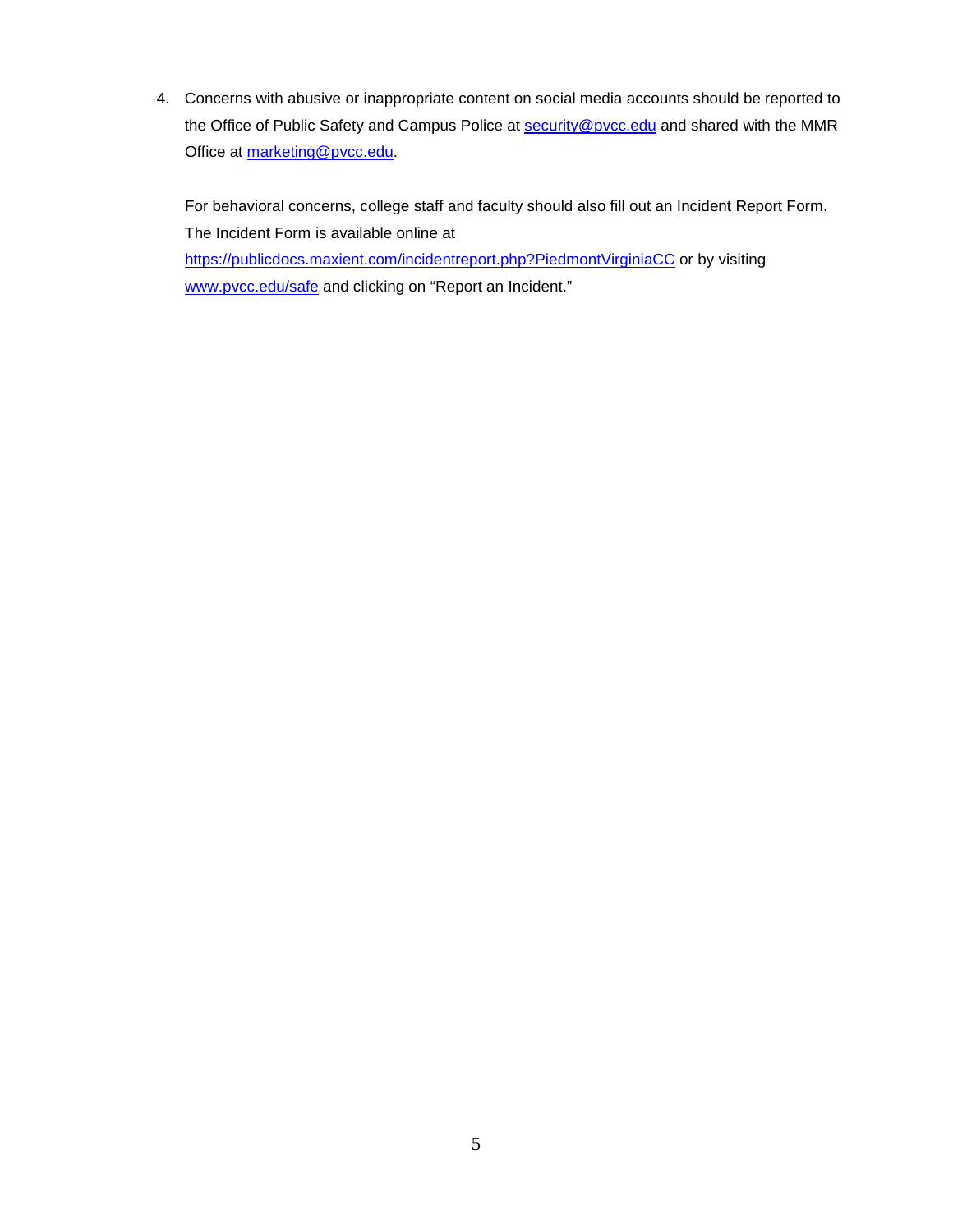4. Concerns with abusive or inappropriate content on social media accounts should be reported to the Office of Public Safety and Campus Police at security@pvcc.edu and shared with the MMR Office at marketing@pvcc.edu.

   For behavioral concerns, college staff and faculty should also fill out an Incident Report Form. The Incident Form is available online at https://publicdocs.maxient.com/incidentreport.php?PiedmontVirginiaCC or by visiting www.pvcc.edu/safe and clicking on "Report an Incident."